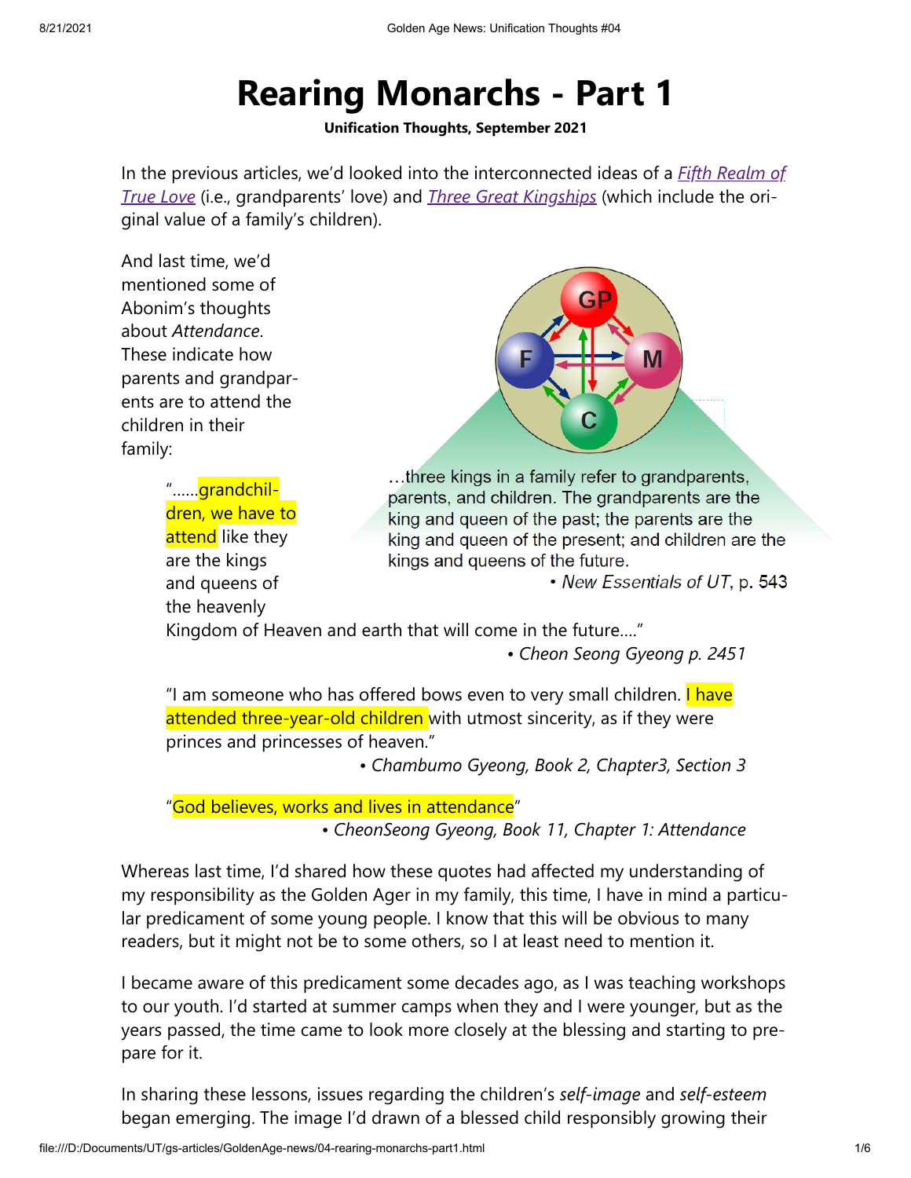# Rearing Monarchs - Part 1

**Unification Thoughts, September 2021**

In the previous articles, we'd looked into the interconnected ideas of a *Fifth Realm of True Love* (i.e., grandparents' love) and *Three Great Kingships* (which include the original value of a family's children).

And last time, we'd mentioned some of Abonim's thoughts about *Attendance*. These indicate how parents and grandparents are to attend the children in their family:

> …three kings in a family refer to grandparents, parents, and children. The grandparents are the king and queen of the past; the parents are the king and queen of the present; and children are the kings and queens of the future.
>
> • *New Essentials of UT*, p. 543

> "……grandchildren, we have to attend like they are the kings and queens of the heavenly Kingdom of Heaven and earth that will come in the future…."
>
> • *Cheon Seong Gyeong p. 2451*

> "I am someone who has offered bows even to very small children. I have attended three-year-old children with utmost sincerity, as if they were princes and princesses of heaven."
>
> • *Chambumo Gyeong, Book 2, Chapter3, Section 3*

> "God believes, works and lives in attendance"
>
> • *CheonSeong Gyeong, Book 11, Chapter 1: Attendance*

Whereas last time, I'd shared how these quotes had affected my understanding of my responsibility as the Golden Ager in my family, this time, I have in mind a particular predicament of some young people. I know that this will be obvious to many readers, but it might not be to some others, so I at least need to mention it.

I became aware of this predicament some decades ago, as I was teaching workshops to our youth. I'd started at summer camps when they and I were younger, but as the years passed, the time came to look more closely at the blessing and starting to prepare for it.

In sharing these lessons, issues regarding the children's *self-image* and *self-esteem* began emerging. The image I'd drawn of a blessed child responsibly growing their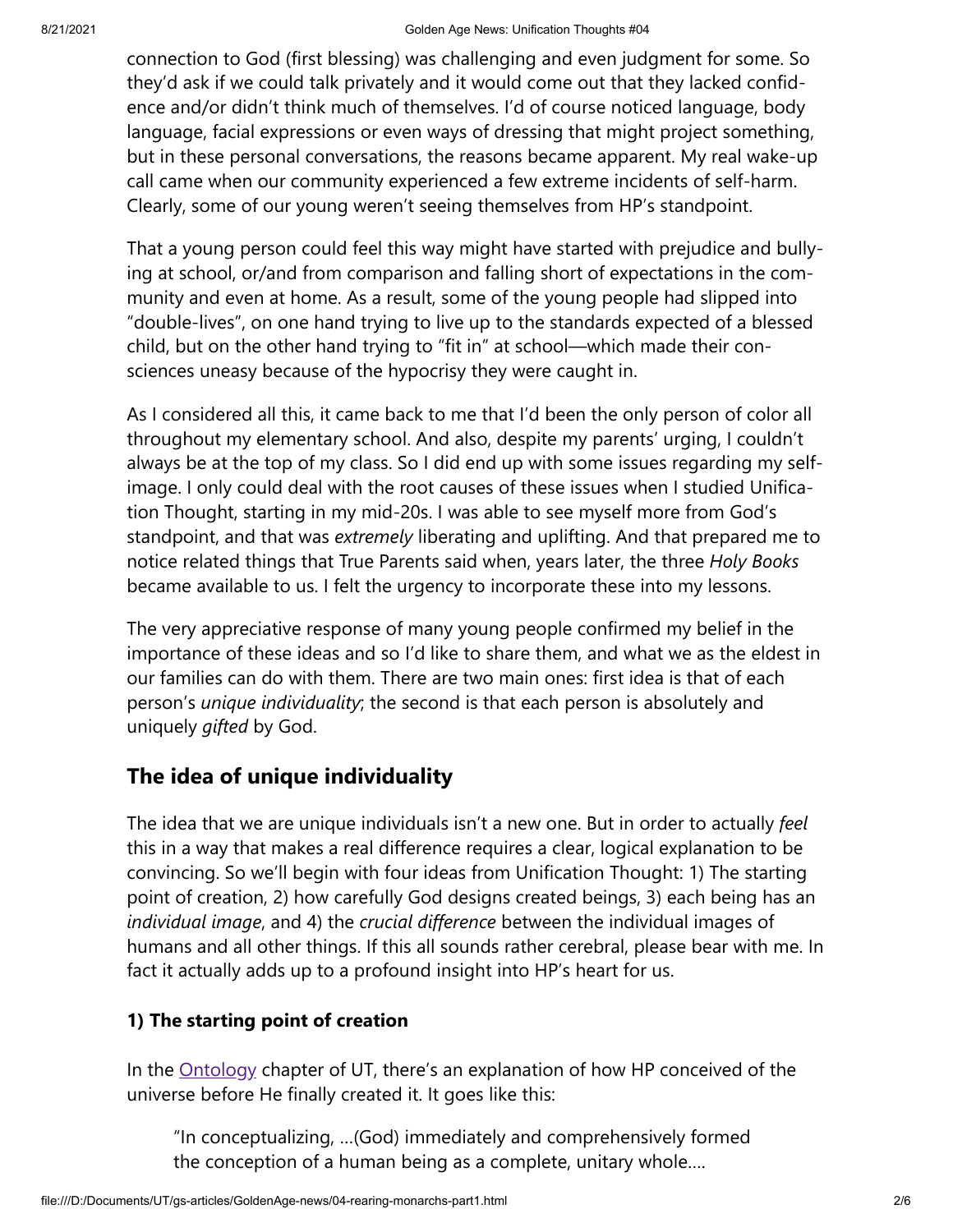connection to God (first blessing) was challenging and even judgment for some. So they'd ask if we could talk privately and it would come out that they lacked confidence and/or didn't think much of themselves. I'd of course noticed language, body language, facial expressions or even ways of dressing that might project something, but in these personal conversations, the reasons became apparent. My real wake-up call came when our community experienced a few extreme incidents of self-harm. Clearly, some of our young weren't seeing themselves from HP's standpoint.

That a young person could feel this way might have started with prejudice and bullying at school, or/and from comparison and falling short of expectations in the community and even at home. As a result, some of the young people had slipped into "double-lives", on one hand trying to live up to the standards expected of a blessed child, but on the other hand trying to "fit in" at school—which made their consciences uneasy because of the hypocrisy they were caught in.

As I considered all this, it came back to me that I'd been the only person of color all throughout my elementary school. And also, despite my parents' urging, I couldn't always be at the top of my class. So I did end up with some issues regarding my self-image. I only could deal with the root causes of these issues when I studied Unification Thought, starting in my mid-20s. I was able to see myself more from God's standpoint, and that was *extremely* liberating and uplifting. And that prepared me to notice related things that True Parents said when, years later, the three *Holy Books* became available to us. I felt the urgency to incorporate these into my lessons.

The very appreciative response of many young people confirmed my belief in the importance of these ideas and so I'd like to share them, and what we as the eldest in our families can do with them. There are two main ones: first idea is that of each person's *unique individuality*; the second is that each person is absolutely and uniquely *gifted* by God.

## The idea of unique individuality

The idea that we are unique individuals isn't a new one. But in order to actually *feel* this in a way that makes a real difference requires a clear, logical explanation to be convincing. So we'll begin with four ideas from Unification Thought: 1) The starting point of creation, 2) how carefully God designs created beings, 3) each being has an *individual image*, and 4) the *crucial difference* between the individual images of humans and all other things. If this all sounds rather cerebral, please bear with me. In fact it actually adds up to a profound insight into HP's heart for us.

### 1) The starting point of creation

In the Ontology chapter of UT, there's an explanation of how HP conceived of the universe before He finally created it. It goes like this:

> "In conceptualizing, ...(God) immediately and comprehensively formed the conception of a human being as a complete, unitary whole....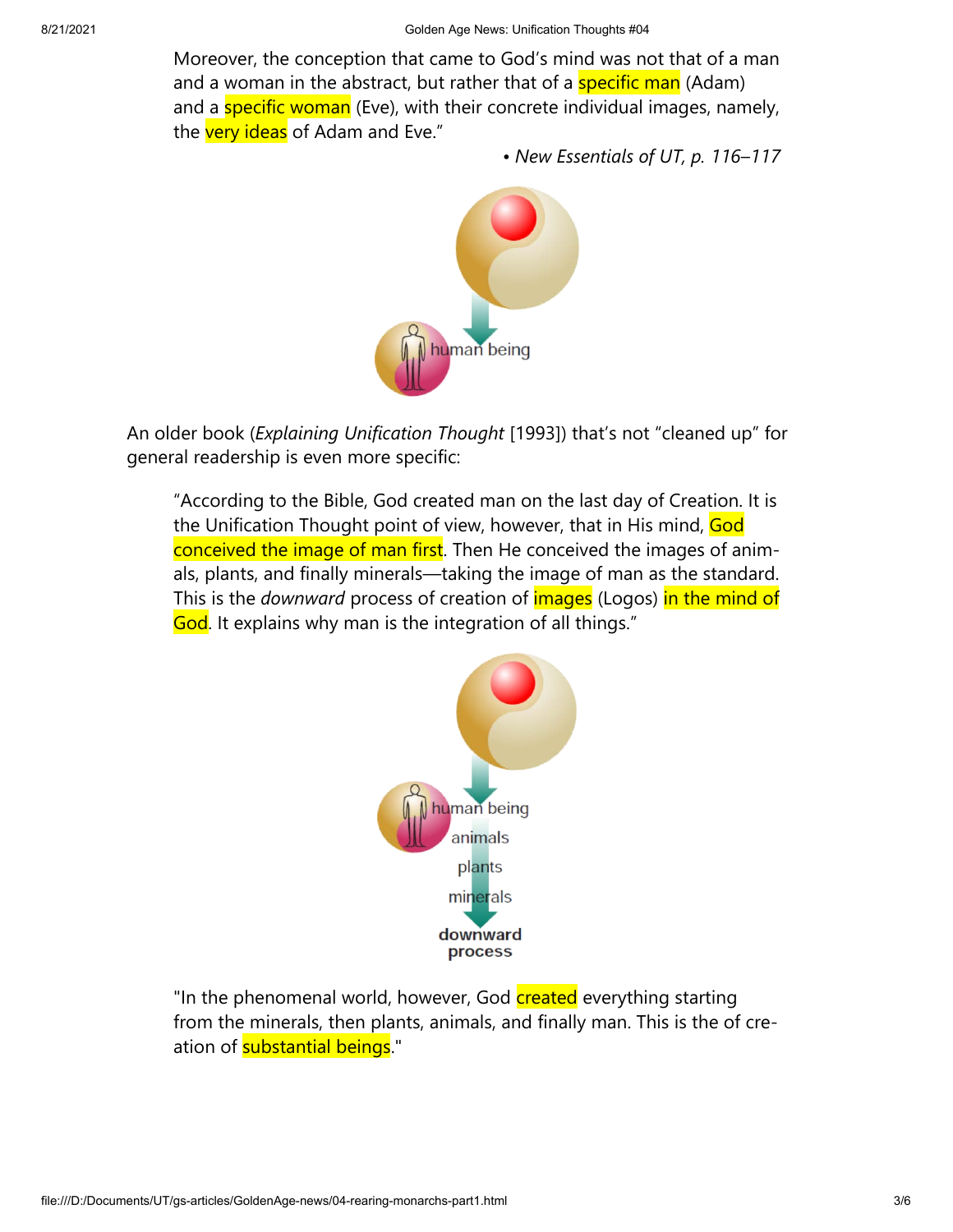> Moreover, the conception that came to God's mind was not that of a man and a woman in the abstract, but rather that of a specific man (Adam) and a specific woman (Eve), with their concrete individual images, namely, the very ideas of Adam and Eve."
>
> • *New Essentials of UT, p. 116–117*

human being

An older book (*Explaining Unification Thought* [1993]) that's not "cleaned up" for general readership is even more specific:

> "According to the Bible, God created man on the last day of Creation. It is the Unification Thought point of view, however, that in His mind, God conceived the image of man first. Then He conceived the images of animals, plants, and finally minerals—taking the image of man as the standard. This is the *downward* process of creation of images (Logos) in the mind of God. It explains why man is the integration of all things."

human being
animals
plants
minerals
**downward process**

> "In the phenomenal world, however, God created everything starting from the minerals, then plants, animals, and finally man. This is the of creation of substantial beings."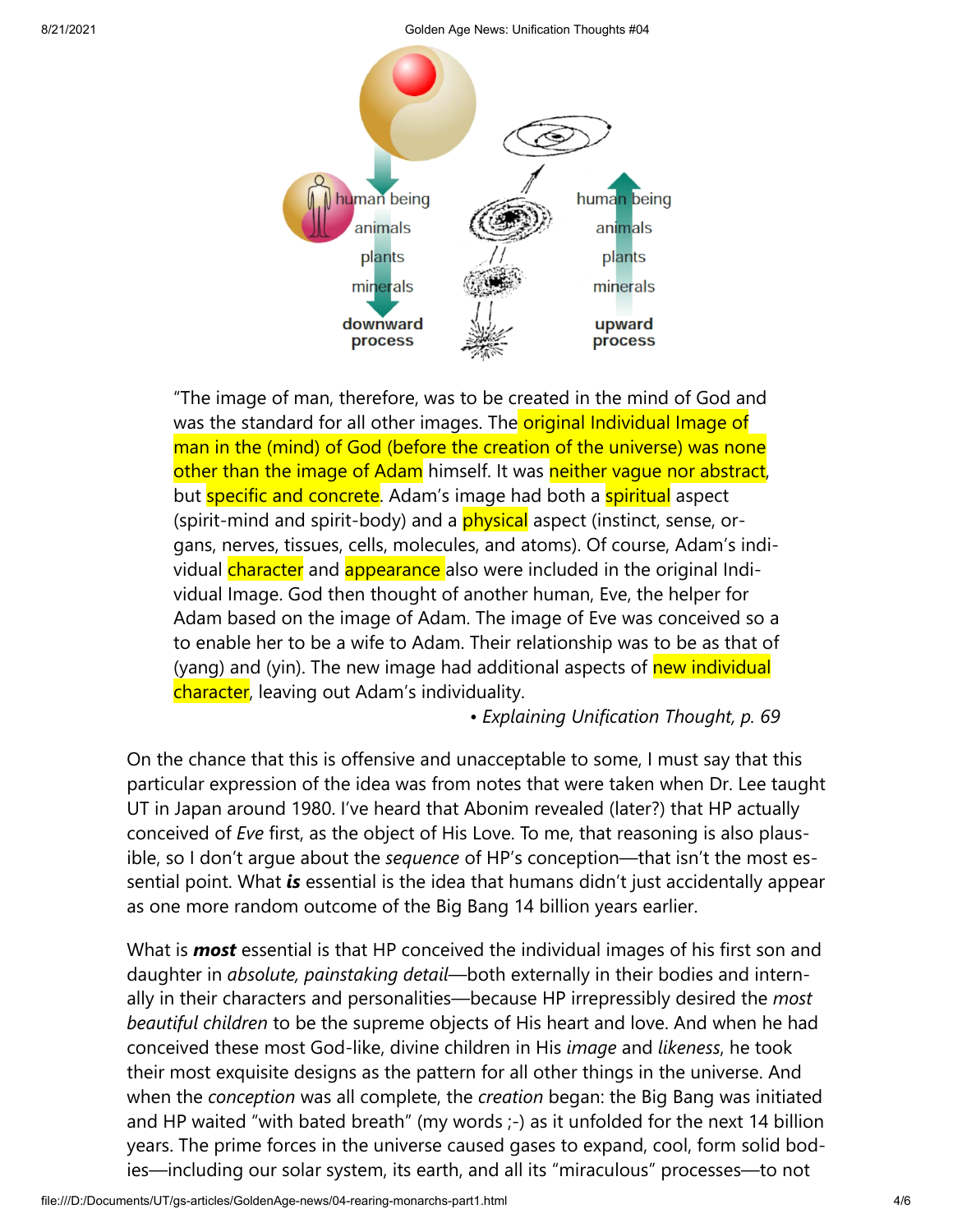human being
animals
plants
minerals
**downward process**

human being
animals
plants
minerals
**upward process**

> "The image of man, therefore, was to be created in the mind of God and was the standard for all other images. The original Individual Image of man in the (mind) of God (before the creation of the universe) was none other than the image of Adam himself. It was neither vague nor abstract, but specific and concrete. Adam's image had both a spiritual aspect (spirit-mind and spirit-body) and a physical aspect (instinct, sense, organs, nerves, tissues, cells, molecules, and atoms). Of course, Adam's individual character and appearance also were included in the original Individual Image. God then thought of another human, Eve, the helper for Adam based on the image of Adam. The image of Eve was conceived so a to enable her to be a wife to Adam. Their relationship was to be as that of (yang) and (yin). The new image had additional aspects of new individual character, leaving out Adam's individuality.
>
> • *Explaining Unification Thought, p. 69*

On the chance that this is offensive and unacceptable to some, I must say that this particular expression of the idea was from notes that were taken when Dr. Lee taught UT in Japan around 1980. I've heard that Abonim revealed (later?) that HP actually conceived of *Eve* first, as the object of His Love. To me, that reasoning is also plausible, so I don't argue about the *sequence* of HP's conception—that isn't the most essential point. What ***is*** essential is the idea that humans didn't just accidentally appear as one more random outcome of the Big Bang 14 billion years earlier.

What is ***most*** essential is that HP conceived the individual images of his first son and daughter in *absolute, painstaking detail*—both externally in their bodies and internally in their characters and personalities—because HP irrepressibly desired the *most beautiful children* to be the supreme objects of His heart and love. And when he had conceived these most God-like, divine children in His *image* and *likeness*, he took their most exquisite designs as the pattern for all other things in the universe. And when the *conception* was all complete, the *creation* began: the Big Bang was initiated and HP waited "with bated breath" (my words ;-) as it unfolded for the next 14 billion years. The prime forces in the universe caused gases to expand, cool, form solid bodies—including our solar system, its earth, and all its "miraculous" processes—to not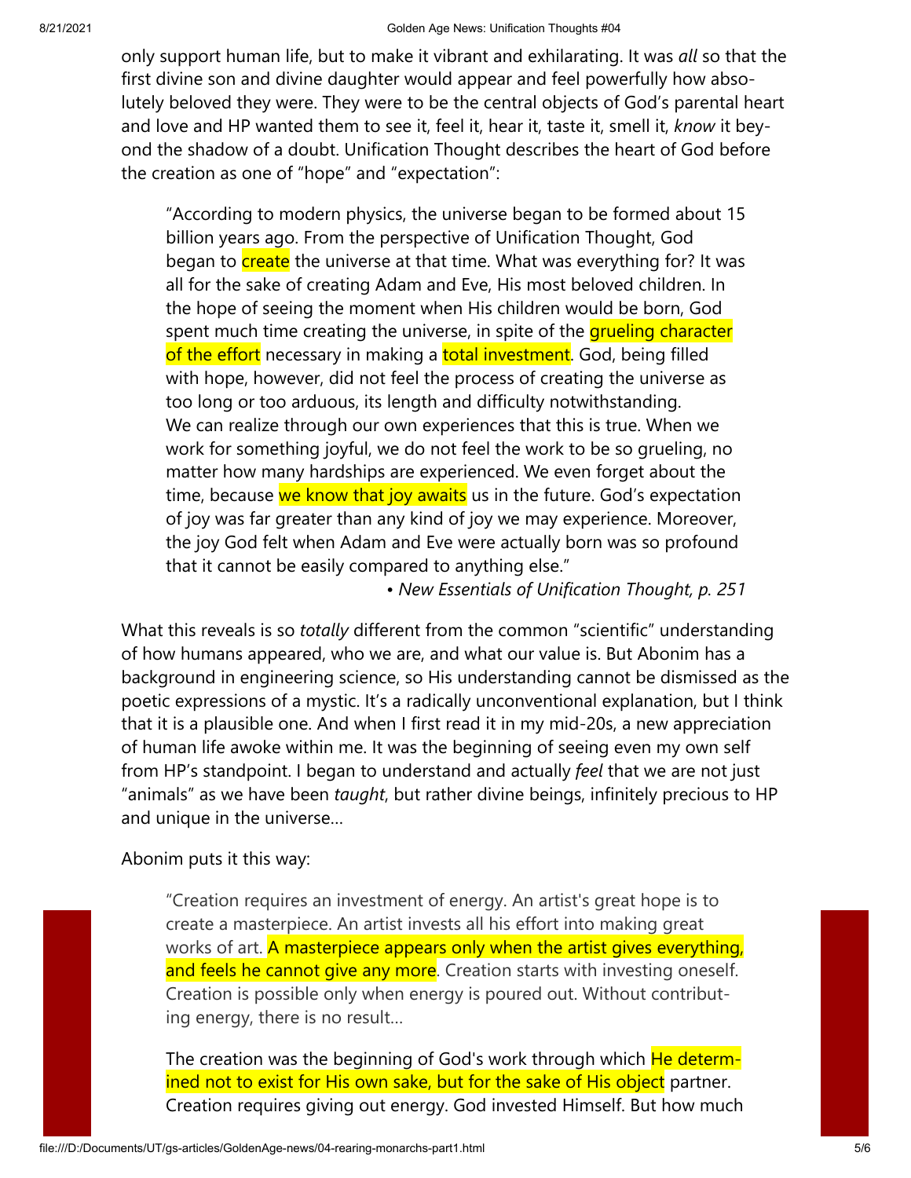only support human life, but to make it vibrant and exhilarating. It was *all* so that the first divine son and divine daughter would appear and feel powerfully how absolutely beloved they were. They were to be the central objects of God's parental heart and love and HP wanted them to see it, feel it, hear it, taste it, smell it, *know* it beyond the shadow of a doubt. Unification Thought describes the heart of God before the creation as one of "hope" and "expectation":

> "According to modern physics, the universe began to be formed about 15 billion years ago. From the perspective of Unification Thought, God began to create the universe at that time. What was everything for? It was all for the sake of creating Adam and Eve, His most beloved children. In the hope of seeing the moment when His children would be born, God spent much time creating the universe, in spite of the grueling character of the effort necessary in making a total investment. God, being filled with hope, however, did not feel the process of creating the universe as too long or too arduous, its length and difficulty notwithstanding. We can realize through our own experiences that this is true. When we work for something joyful, we do not feel the work to be so grueling, no matter how many hardships are experienced. We even forget about the time, because we know that joy awaits us in the future. God's expectation of joy was far greater than any kind of joy we may experience. Moreover, the joy God felt when Adam and Eve were actually born was so profound that it cannot be easily compared to anything else."
>
> • *New Essentials of Unification Thought, p. 251*

What this reveals is so *totally* different from the common "scientific" understanding of how humans appeared, who we are, and what our value is. But Abonim has a background in engineering science, so His understanding cannot be dismissed as the poetic expressions of a mystic. It's a radically unconventional explanation, but I think that it is a plausible one. And when I first read it in my mid-20s, a new appreciation of human life awoke within me. It was the beginning of seeing even my own self from HP's standpoint. I began to understand and actually *feel* that we are not just "animals" as we have been *taught*, but rather divine beings, infinitely precious to HP and unique in the universe...

Abonim puts it this way:

> "Creation requires an investment of energy. An artist's great hope is to create a masterpiece. An artist invests all his effort into making great works of art. A masterpiece appears only when the artist gives everything, and feels he cannot give any more. Creation starts with investing oneself. Creation is possible only when energy is poured out. Without contributing energy, there is no result...
>
> The creation was the beginning of God's work through which He determined not to exist for His own sake, but for the sake of His object partner. Creation requires giving out energy. God invested Himself. But how much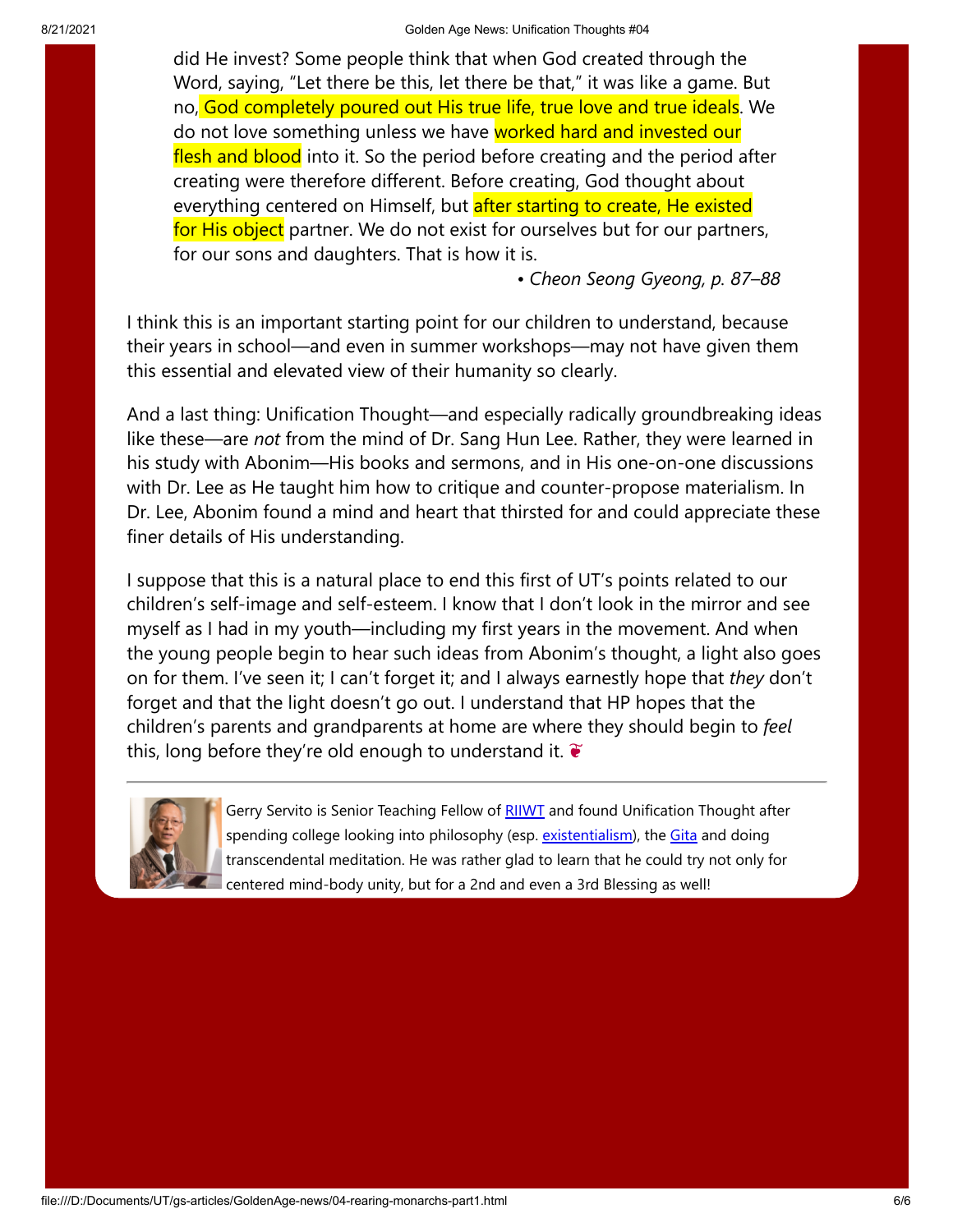did He invest? Some people think that when God created through the Word, saying, "Let there be this, let there be that," it was like a game. But no, God completely poured out His true life, true love and true ideals. We do not love something unless we have worked hard and invested our flesh and blood into it. So the period before creating and the period after creating were therefore different. Before creating, God thought about everything centered on Himself, but after starting to create, He existed for His object partner. We do not exist for ourselves but for our partners, for our sons and daughters. That is how it is.

• *Cheon Seong Gyeong, p. 87–88*

I think this is an important starting point for our children to understand, because their years in school—and even in summer workshops—may not have given them this essential and elevated view of their humanity so clearly.

And a last thing: Unification Thought—and especially radically groundbreaking ideas like these—are *not* from the mind of Dr. Sang Hun Lee. Rather, they were learned in his study with Abonim—His books and sermons, and in His one-on-one discussions with Dr. Lee as He taught him how to critique and counter-propose materialism. In Dr. Lee, Abonim found a mind and heart that thirsted for and could appreciate these finer details of His understanding.

I suppose that this is a natural place to end this first of UT's points related to our children's self-image and self-esteem. I know that I don't look in the mirror and see myself as I had in my youth—including my first years in the movement. And when the young people begin to hear such ideas from Abonim's thought, a light also goes on for them. I've seen it; I can't forget it; and I always earnestly hope that *they* don't forget and that the light doesn't go out. I understand that HP hopes that the children's parents and grandparents at home are where they should begin to *feel* this, long before they're old enough to understand it. ❦

---

Gerry Servito is Senior Teaching Fellow of RIIWT and found Unification Thought after spending college looking into philosophy (esp. existentialism), the Gita and doing transcendental meditation. He was rather glad to learn that he could try not only for centered mind-body unity, but for a 2nd and even a 3rd Blessing as well!